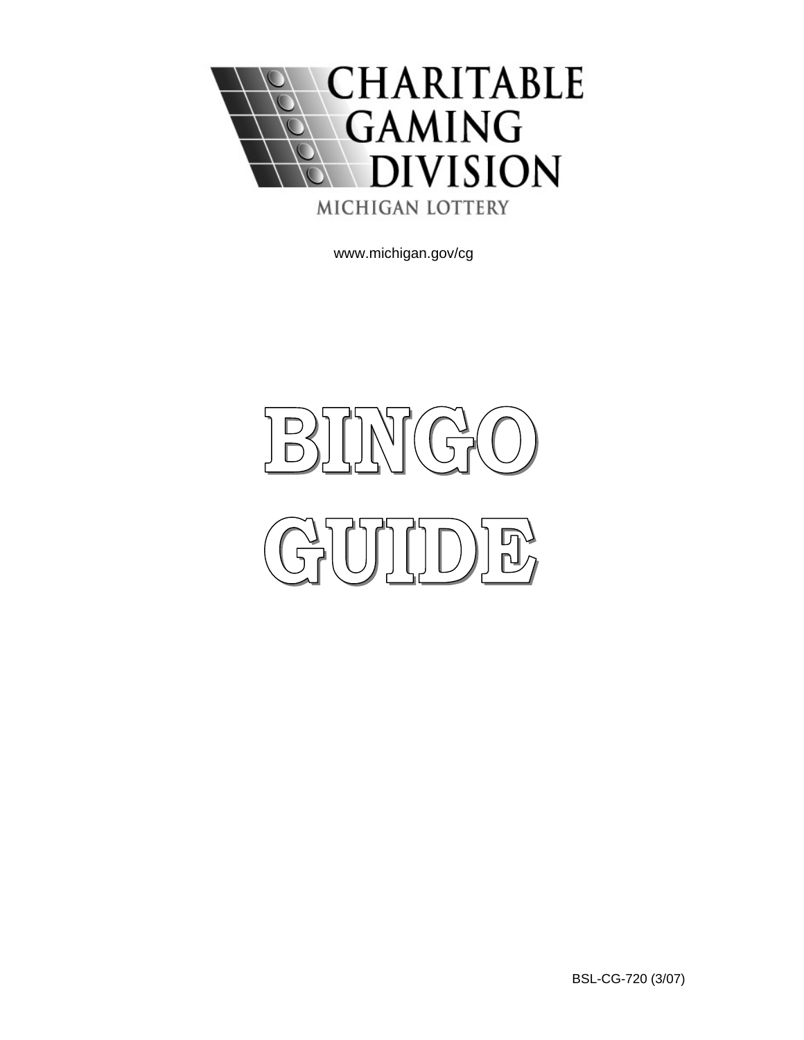CHARITABLE GAMING DIVISION

MICHIGAN LOTTERY

www.michigan.gov/cg

# BINGO GUIDE

BSL-CG-720 (3/07)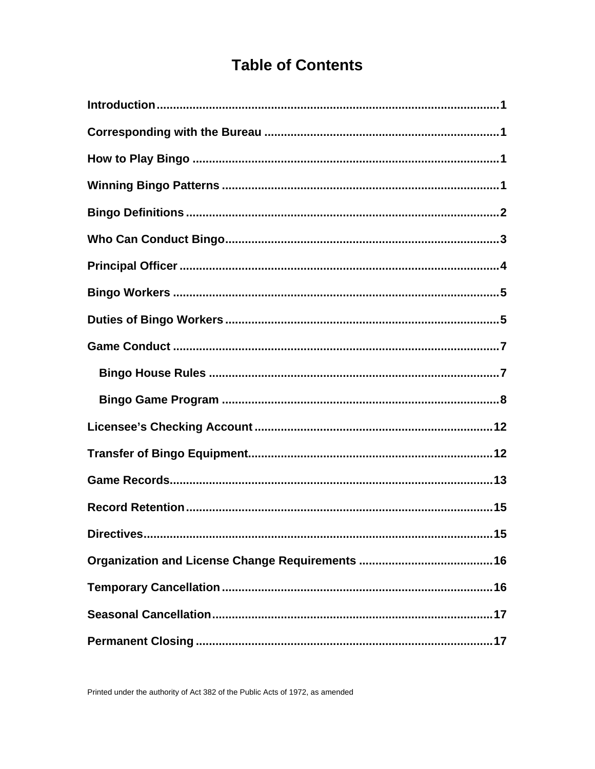# Table of Contents

| | |
|---|---|
| **Introduction** | **1** |
| **Corresponding with the Bureau** | **1** |
| **How to Play Bingo** | **1** |
| **Winning Bingo Patterns** | **1** |
| **Bingo Definitions** | **2** |
| **Who Can Conduct Bingo** | **3** |
| **Principal Officer** | **4** |
| **Bingo Workers** | **5** |
| **Duties of Bingo Workers** | **5** |
| **Game Conduct** | **7** |
| &nbsp;&nbsp;&nbsp;&nbsp;**Bingo House Rules** | **7** |
| &nbsp;&nbsp;&nbsp;&nbsp;**Bingo Game Program** | **8** |
| **Licensee's Checking Account** | **12** |
| **Transfer of Bingo Equipment** | **12** |
| **Game Records** | **13** |
| **Record Retention** | **15** |
| **Directives** | **15** |
| **Organization and License Change Requirements** | **16** |
| **Temporary Cancellation** | **16** |
| **Seasonal Cancellation** | **17** |
| **Permanent Closing** | **17** |

Printed under the authority of Act 382 of the Public Acts of 1972, as amended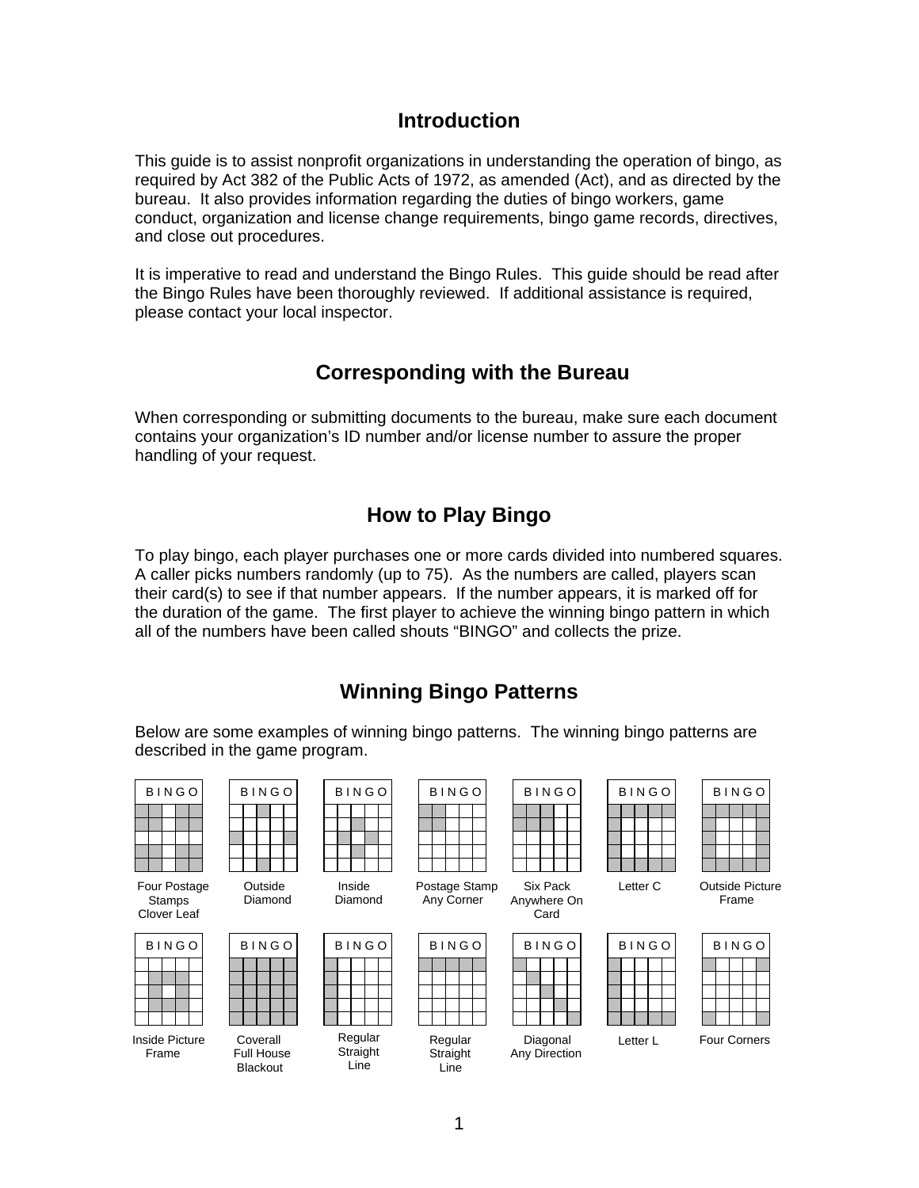## Introduction

This guide is to assist nonprofit organizations in understanding the operation of bingo, as required by Act 382 of the Public Acts of 1972, as amended (Act), and as directed by the bureau. It also provides information regarding the duties of bingo workers, game conduct, organization and license change requirements, bingo game records, directives, and close out procedures.

It is imperative to read and understand the Bingo Rules. This guide should be read after the Bingo Rules have been thoroughly reviewed. If additional assistance is required, please contact your local inspector.

## Corresponding with the Bureau

When corresponding or submitting documents to the bureau, make sure each document contains your organization's ID number and/or license number to assure the proper handling of your request.

## How to Play Bingo

To play bingo, each player purchases one or more cards divided into numbered squares. A caller picks numbers randomly (up to 75). As the numbers are called, players scan their card(s) to see if that number appears. If the number appears, it is marked off for the duration of the game. The first player to achieve the winning bingo pattern in which all of the numbers have been called shouts "BINGO" and collects the prize.

## Winning Bingo Patterns

Below are some examples of winning bingo patterns. The winning bingo patterns are described in the game program.

Four Postage Stamps Clover Leaf

Outside Diamond

Inside Diamond

Postage Stamp Any Corner

Six Pack Anywhere On Card

Letter C

Outside Picture Frame

Inside Picture Frame

Coverall Full House Blackout

Regular Straight Line

Regular Straight Line

Diagonal Any Direction

Letter L

Four Corners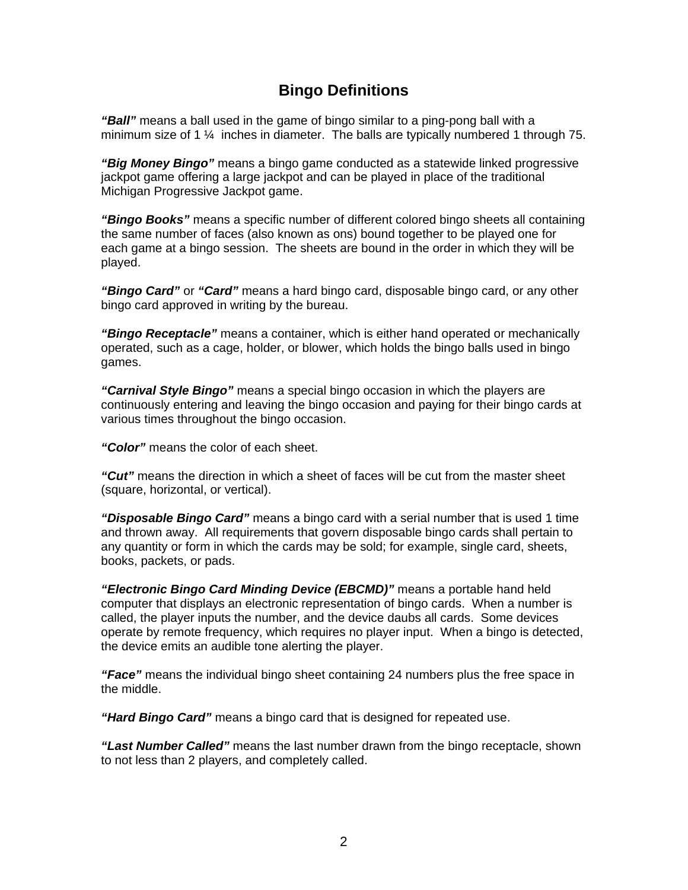# Bingo Definitions

***"Ball"*** means a ball used in the game of bingo similar to a ping-pong ball with a minimum size of 1 ¼ inches in diameter. The balls are typically numbered 1 through 75.

***"Big Money Bingo"*** means a bingo game conducted as a statewide linked progressive jackpot game offering a large jackpot and can be played in place of the traditional Michigan Progressive Jackpot game.

***"Bingo Books"*** means a specific number of different colored bingo sheets all containing the same number of faces (also known as ons) bound together to be played one for each game at a bingo session. The sheets are bound in the order in which they will be played.

***"Bingo Card"*** or ***"Card"*** means a hard bingo card, disposable bingo card, or any other bingo card approved in writing by the bureau.

***"Bingo Receptacle"*** means a container, which is either hand operated or mechanically operated, such as a cage, holder, or blower, which holds the bingo balls used in bingo games.

***"Carnival Style Bingo"*** means a special bingo occasion in which the players are continuously entering and leaving the bingo occasion and paying for their bingo cards at various times throughout the bingo occasion.

***"Color"*** means the color of each sheet.

***"Cut"*** means the direction in which a sheet of faces will be cut from the master sheet (square, horizontal, or vertical).

***"Disposable Bingo Card"*** means a bingo card with a serial number that is used 1 time and thrown away. All requirements that govern disposable bingo cards shall pertain to any quantity or form in which the cards may be sold; for example, single card, sheets, books, packets, or pads.

***"Electronic Bingo Card Minding Device (EBCMD)"*** means a portable hand held computer that displays an electronic representation of bingo cards. When a number is called, the player inputs the number, and the device daubs all cards. Some devices operate by remote frequency, which requires no player input. When a bingo is detected, the device emits an audible tone alerting the player.

***"Face"*** means the individual bingo sheet containing 24 numbers plus the free space in the middle.

***"Hard Bingo Card"*** means a bingo card that is designed for repeated use.

***"Last Number Called"*** means the last number drawn from the bingo receptacle, shown to not less than 2 players, and completely called.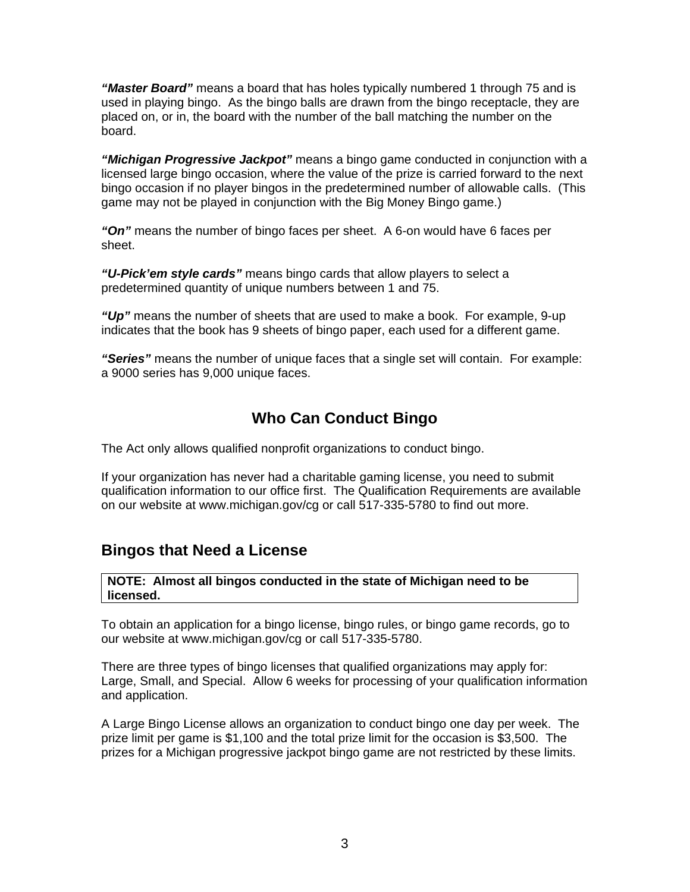***"Master Board"*** means a board that has holes typically numbered 1 through 75 and is used in playing bingo. As the bingo balls are drawn from the bingo receptacle, they are placed on, or in, the board with the number of the ball matching the number on the board.

***"Michigan Progressive Jackpot"*** means a bingo game conducted in conjunction with a licensed large bingo occasion, where the value of the prize is carried forward to the next bingo occasion if no player bingos in the predetermined number of allowable calls. (This game may not be played in conjunction with the Big Money Bingo game.)

***"On"*** means the number of bingo faces per sheet. A 6-on would have 6 faces per sheet.

***"U-Pick'em style cards"*** means bingo cards that allow players to select a predetermined quantity of unique numbers between 1 and 75.

***"Up"*** means the number of sheets that are used to make a book. For example, 9-up indicates that the book has 9 sheets of bingo paper, each used for a different game.

***"Series"*** means the number of unique faces that a single set will contain. For example: a 9000 series has 9,000 unique faces.

## Who Can Conduct Bingo

The Act only allows qualified nonprofit organizations to conduct bingo.

If your organization has never had a charitable gaming license, you need to submit qualification information to our office first. The Qualification Requirements are available on our website at www.michigan.gov/cg or call 517-335-5780 to find out more.

## Bingos that Need a License

**NOTE: Almost all bingos conducted in the state of Michigan need to be licensed.**

To obtain an application for a bingo license, bingo rules, or bingo game records, go to our website at www.michigan.gov/cg or call 517-335-5780.

There are three types of bingo licenses that qualified organizations may apply for: Large, Small, and Special. Allow 6 weeks for processing of your qualification information and application.

A Large Bingo License allows an organization to conduct bingo one day per week. The prize limit per game is $1,100 and the total prize limit for the occasion is $3,500. The prizes for a Michigan progressive jackpot bingo game are not restricted by these limits.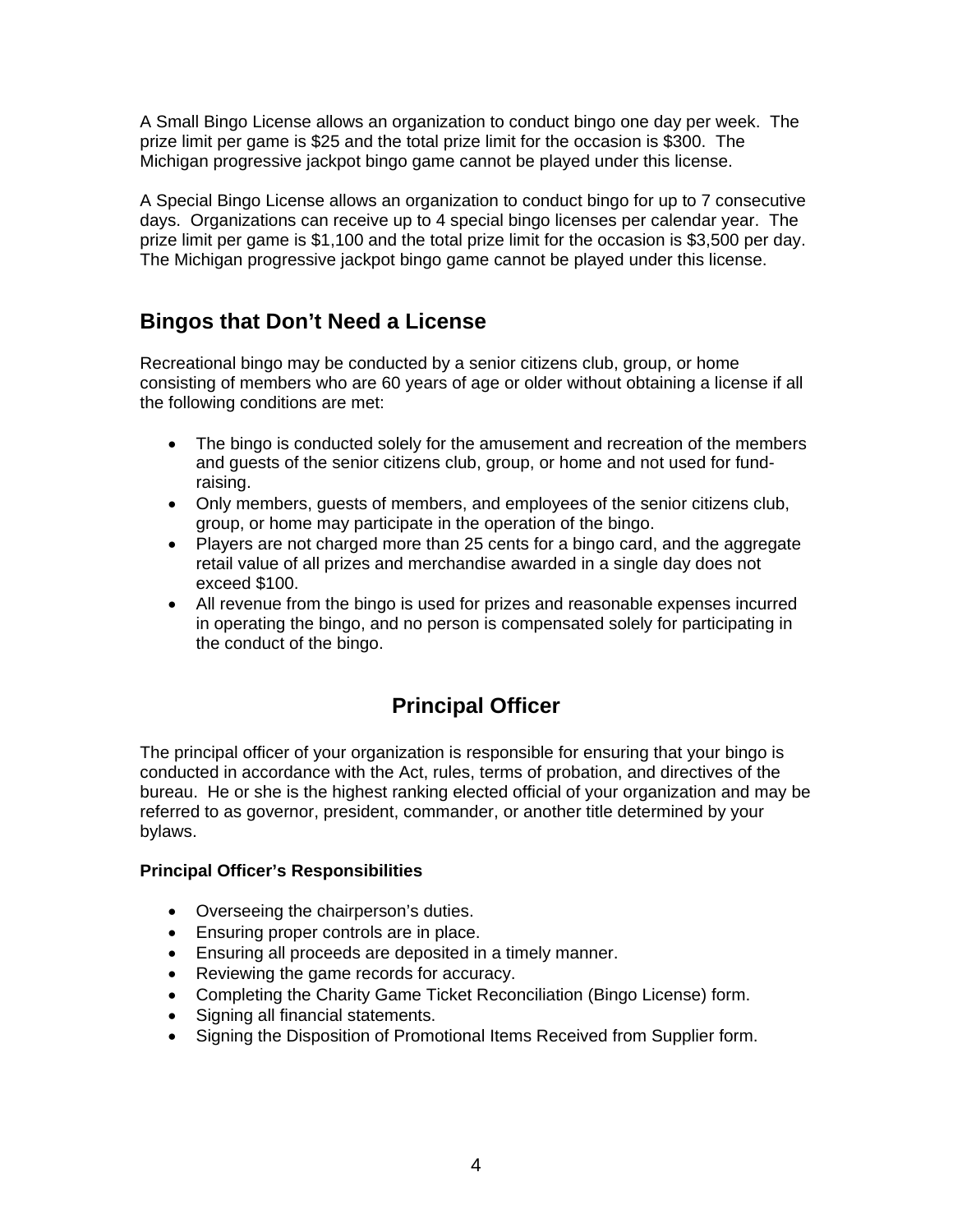A Small Bingo License allows an organization to conduct bingo one day per week. The prize limit per game is $25 and the total prize limit for the occasion is $300. The Michigan progressive jackpot bingo game cannot be played under this license.

A Special Bingo License allows an organization to conduct bingo for up to 7 consecutive days. Organizations can receive up to 4 special bingo licenses per calendar year. The prize limit per game is $1,100 and the total prize limit for the occasion is $3,500 per day. The Michigan progressive jackpot bingo game cannot be played under this license.

## Bingos that Don't Need a License

Recreational bingo may be conducted by a senior citizens club, group, or home consisting of members who are 60 years of age or older without obtaining a license if all the following conditions are met:

- The bingo is conducted solely for the amusement and recreation of the members and guests of the senior citizens club, group, or home and not used for fund-raising.
- Only members, guests of members, and employees of the senior citizens club, group, or home may participate in the operation of the bingo.
- Players are not charged more than 25 cents for a bingo card, and the aggregate retail value of all prizes and merchandise awarded in a single day does not exceed $100.
- All revenue from the bingo is used for prizes and reasonable expenses incurred in operating the bingo, and no person is compensated solely for participating in the conduct of the bingo.

# Principal Officer

The principal officer of your organization is responsible for ensuring that your bingo is conducted in accordance with the Act, rules, terms of probation, and directives of the bureau. He or she is the highest ranking elected official of your organization and may be referred to as governor, president, commander, or another title determined by your bylaws.

**Principal Officer's Responsibilities**

- Overseeing the chairperson's duties.
- Ensuring proper controls are in place.
- Ensuring all proceeds are deposited in a timely manner.
- Reviewing the game records for accuracy.
- Completing the Charity Game Ticket Reconciliation (Bingo License) form.
- Signing all financial statements.
- Signing the Disposition of Promotional Items Received from Supplier form.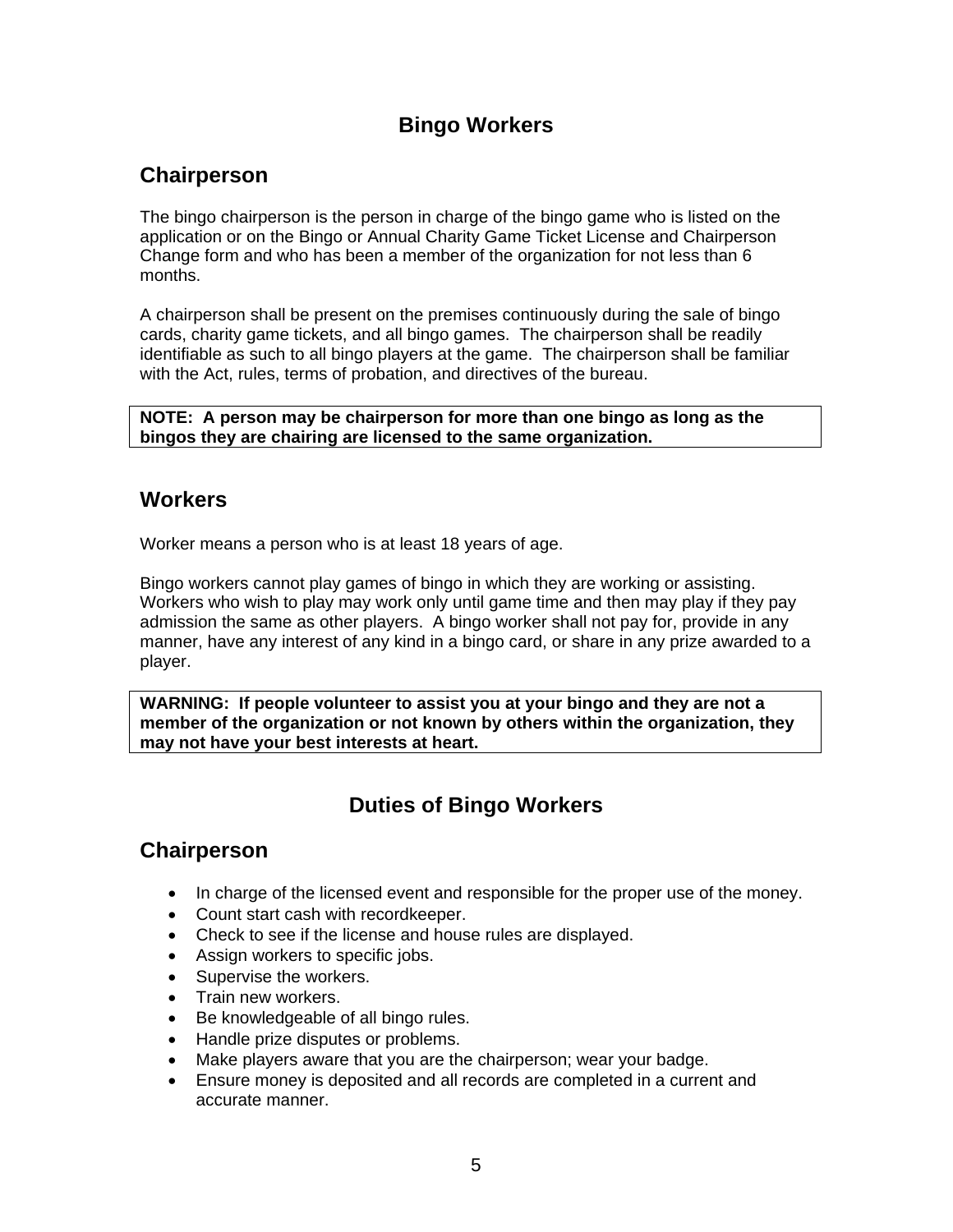# Bingo Workers

## Chairperson

The bingo chairperson is the person in charge of the bingo game who is listed on the application or on the Bingo or Annual Charity Game Ticket License and Chairperson Change form and who has been a member of the organization for not less than 6 months.

A chairperson shall be present on the premises continuously during the sale of bingo cards, charity game tickets, and all bingo games. The chairperson shall be readily identifiable as such to all bingo players at the game. The chairperson shall be familiar with the Act, rules, terms of probation, and directives of the bureau.

**NOTE: A person may be chairperson for more than one bingo as long as the bingos they are chairing are licensed to the same organization.**

## Workers

Worker means a person who is at least 18 years of age.

Bingo workers cannot play games of bingo in which they are working or assisting. Workers who wish to play may work only until game time and then may play if they pay admission the same as other players. A bingo worker shall not pay for, provide in any manner, have any interest of any kind in a bingo card, or share in any prize awarded to a player.

**WARNING: If people volunteer to assist you at your bingo and they are not a member of the organization or not known by others within the organization, they may not have your best interests at heart.**

# Duties of Bingo Workers

## Chairperson

- In charge of the licensed event and responsible for the proper use of the money.
- Count start cash with recordkeeper.
- Check to see if the license and house rules are displayed.
- Assign workers to specific jobs.
- Supervise the workers.
- Train new workers.
- Be knowledgeable of all bingo rules.
- Handle prize disputes or problems.
- Make players aware that you are the chairperson; wear your badge.
- Ensure money is deposited and all records are completed in a current and accurate manner.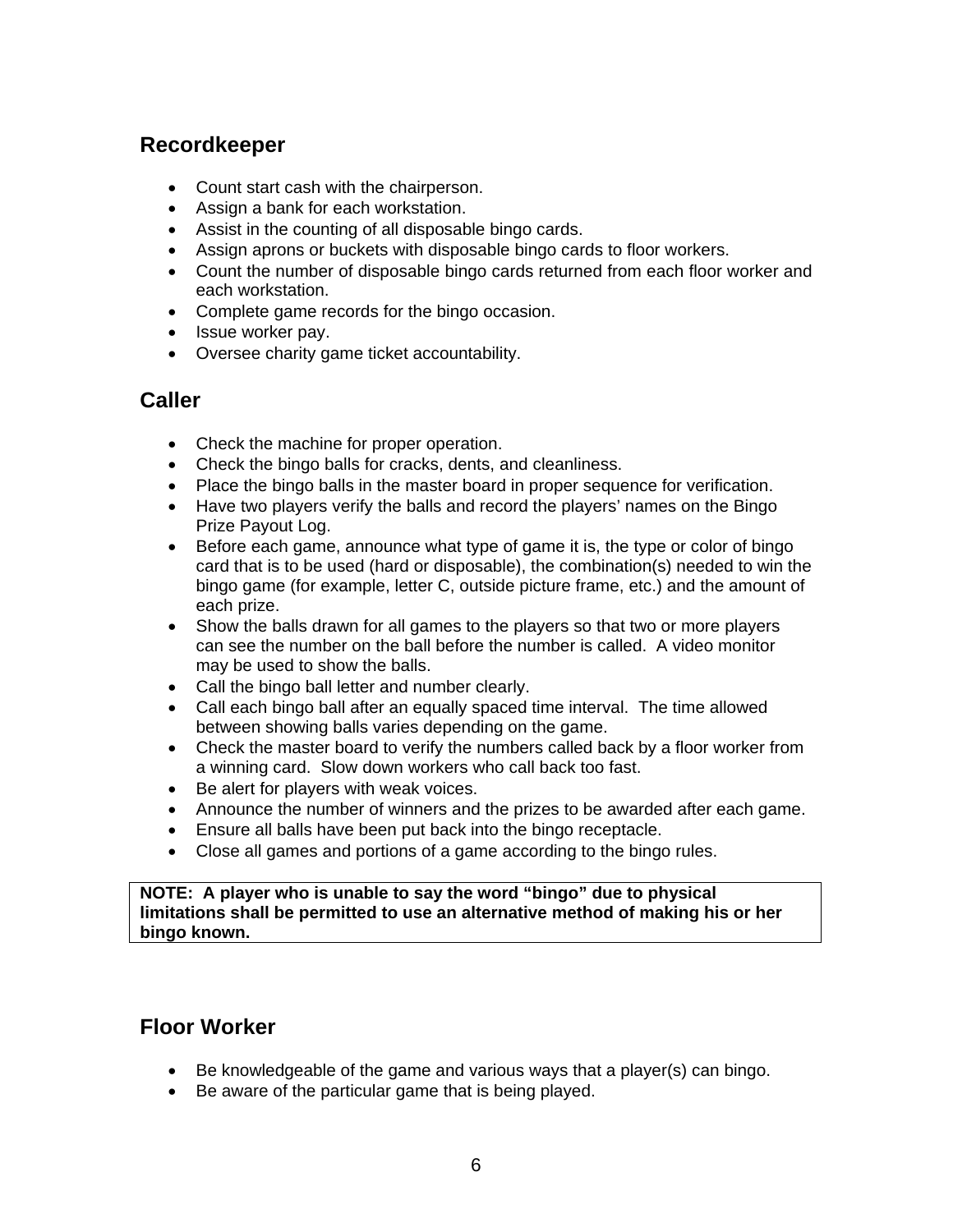## Recordkeeper

- Count start cash with the chairperson.
- Assign a bank for each workstation.
- Assist in the counting of all disposable bingo cards.
- Assign aprons or buckets with disposable bingo cards to floor workers.
- Count the number of disposable bingo cards returned from each floor worker and each workstation.
- Complete game records for the bingo occasion.
- Issue worker pay.
- Oversee charity game ticket accountability.

## Caller

- Check the machine for proper operation.
- Check the bingo balls for cracks, dents, and cleanliness.
- Place the bingo balls in the master board in proper sequence for verification.
- Have two players verify the balls and record the players' names on the Bingo Prize Payout Log.
- Before each game, announce what type of game it is, the type or color of bingo card that is to be used (hard or disposable), the combination(s) needed to win the bingo game (for example, letter C, outside picture frame, etc.) and the amount of each prize.
- Show the balls drawn for all games to the players so that two or more players can see the number on the ball before the number is called. A video monitor may be used to show the balls.
- Call the bingo ball letter and number clearly.
- Call each bingo ball after an equally spaced time interval. The time allowed between showing balls varies depending on the game.
- Check the master board to verify the numbers called back by a floor worker from a winning card. Slow down workers who call back too fast.
- Be alert for players with weak voices.
- Announce the number of winners and the prizes to be awarded after each game.
- Ensure all balls have been put back into the bingo receptacle.
- Close all games and portions of a game according to the bingo rules.

**NOTE: A player who is unable to say the word "bingo" due to physical limitations shall be permitted to use an alternative method of making his or her bingo known.**

## Floor Worker

- Be knowledgeable of the game and various ways that a player(s) can bingo.
- Be aware of the particular game that is being played.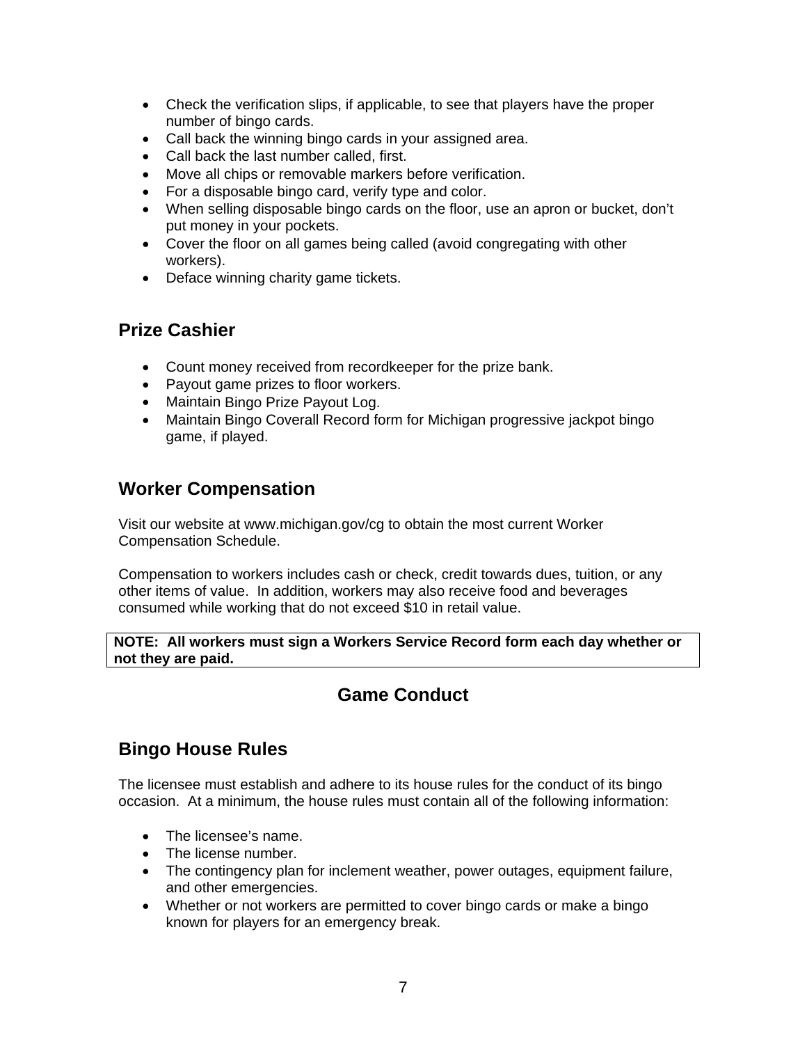- Check the verification slips, if applicable, to see that players have the proper number of bingo cards.
- Call back the winning bingo cards in your assigned area.
- Call back the last number called, first.
- Move all chips or removable markers before verification.
- For a disposable bingo card, verify type and color.
- When selling disposable bingo cards on the floor, use an apron or bucket, don't put money in your pockets.
- Cover the floor on all games being called (avoid congregating with other workers).
- Deface winning charity game tickets.

## Prize Cashier

- Count money received from recordkeeper for the prize bank.
- Payout game prizes to floor workers.
- Maintain Bingo Prize Payout Log.
- Maintain Bingo Coverall Record form for Michigan progressive jackpot bingo game, if played.

## Worker Compensation

Visit our website at www.michigan.gov/cg to obtain the most current Worker Compensation Schedule.

Compensation to workers includes cash or check, credit towards dues, tuition, or any other items of value. In addition, workers may also receive food and beverages consumed while working that do not exceed $10 in retail value.

**NOTE: All workers must sign a Workers Service Record form each day whether or not they are paid.**

# Game Conduct

## Bingo House Rules

The licensee must establish and adhere to its house rules for the conduct of its bingo occasion. At a minimum, the house rules must contain all of the following information:

- The licensee's name.
- The license number.
- The contingency plan for inclement weather, power outages, equipment failure, and other emergencies.
- Whether or not workers are permitted to cover bingo cards or make a bingo known for players for an emergency break.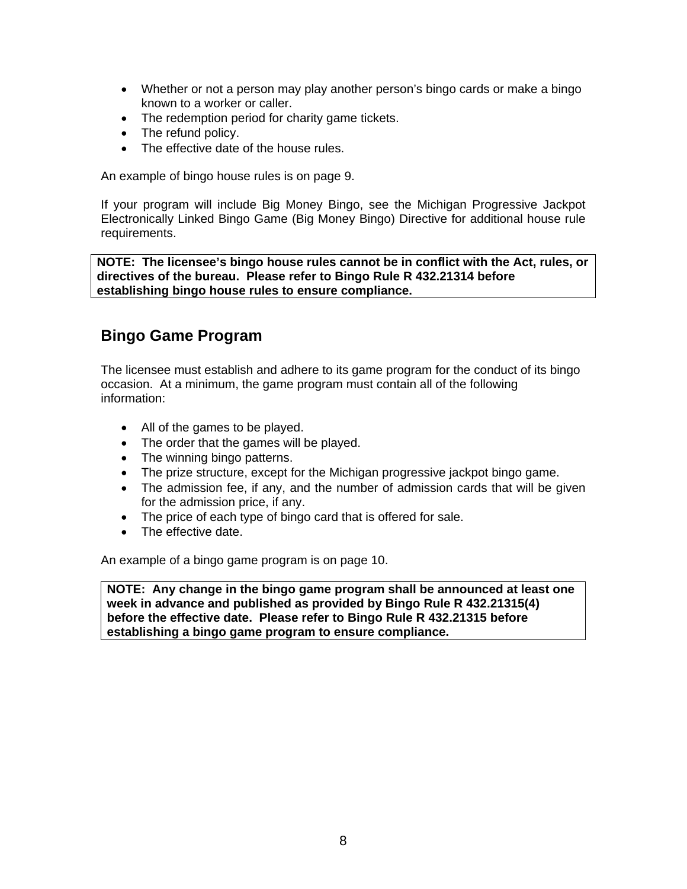- Whether or not a person may play another person's bingo cards or make a bingo known to a worker or caller.
- The redemption period for charity game tickets.
- The refund policy.
- The effective date of the house rules.

An example of bingo house rules is on page 9.

If your program will include Big Money Bingo, see the Michigan Progressive Jackpot Electronically Linked Bingo Game (Big Money Bingo) Directive for additional house rule requirements.

**NOTE: The licensee's bingo house rules cannot be in conflict with the Act, rules, or directives of the bureau. Please refer to Bingo Rule R 432.21314 before establishing bingo house rules to ensure compliance.**

## Bingo Game Program

The licensee must establish and adhere to its game program for the conduct of its bingo occasion. At a minimum, the game program must contain all of the following information:

- All of the games to be played.
- The order that the games will be played.
- The winning bingo patterns.
- The prize structure, except for the Michigan progressive jackpot bingo game.
- The admission fee, if any, and the number of admission cards that will be given for the admission price, if any.
- The price of each type of bingo card that is offered for sale.
- The effective date.

An example of a bingo game program is on page 10.

**NOTE: Any change in the bingo game program shall be announced at least one week in advance and published as provided by Bingo Rule R 432.21315(4) before the effective date. Please refer to Bingo Rule R 432.21315 before establishing a bingo game program to ensure compliance.**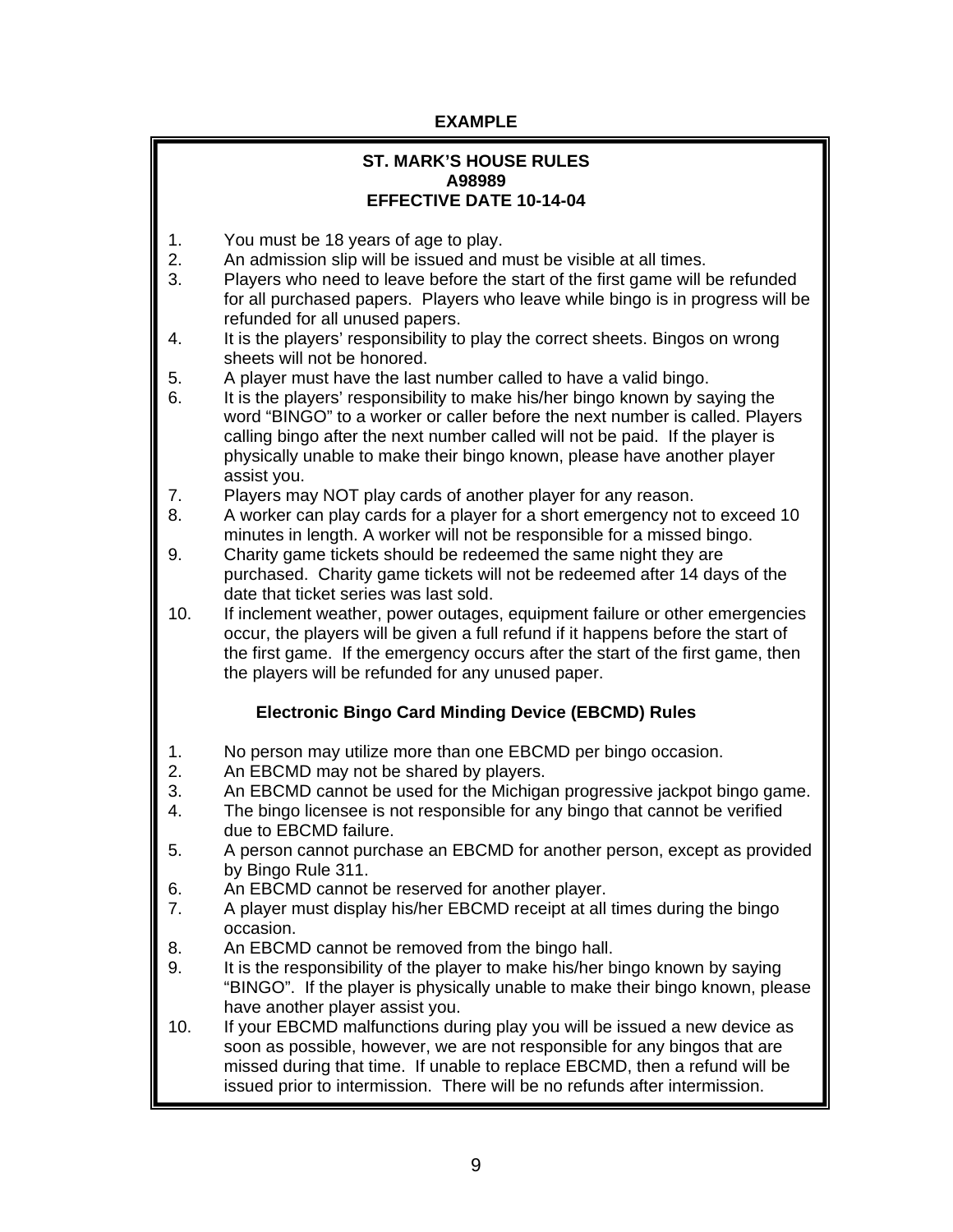**EXAMPLE**

**ST. MARK'S HOUSE RULES**
**A98989**
**EFFECTIVE DATE 10-14-04**

1. You must be 18 years of age to play.
2. An admission slip will be issued and must be visible at all times.
3. Players who need to leave before the start of the first game will be refunded for all purchased papers. Players who leave while bingo is in progress will be refunded for all unused papers.
4. It is the players' responsibility to play the correct sheets. Bingos on wrong sheets will not be honored.
5. A player must have the last number called to have a valid bingo.
6. It is the players' responsibility to make his/her bingo known by saying the word "BINGO" to a worker or caller before the next number is called. Players calling bingo after the next number called will not be paid. If the player is physically unable to make their bingo known, please have another player assist you.
7. Players may NOT play cards of another player for any reason.
8. A worker can play cards for a player for a short emergency not to exceed 10 minutes in length. A worker will not be responsible for a missed bingo.
9. Charity game tickets should be redeemed the same night they are purchased. Charity game tickets will not be redeemed after 14 days of the date that ticket series was last sold.
10. If inclement weather, power outages, equipment failure or other emergencies occur, the players will be given a full refund if it happens before the start of the first game. If the emergency occurs after the start of the first game, then the players will be refunded for any unused paper.

**Electronic Bingo Card Minding Device (EBCMD) Rules**

1. No person may utilize more than one EBCMD per bingo occasion.
2. An EBCMD may not be shared by players.
3. An EBCMD cannot be used for the Michigan progressive jackpot bingo game.
4. The bingo licensee is not responsible for any bingo that cannot be verified due to EBCMD failure.
5. A person cannot purchase an EBCMD for another person, except as provided by Bingo Rule 311.
6. An EBCMD cannot be reserved for another player.
7. A player must display his/her EBCMD receipt at all times during the bingo occasion.
8. An EBCMD cannot be removed from the bingo hall.
9. It is the responsibility of the player to make his/her bingo known by saying "BINGO". If the player is physically unable to make their bingo known, please have another player assist you.
10. If your EBCMD malfunctions during play you will be issued a new device as soon as possible, however, we are not responsible for any bingos that are missed during that time. If unable to replace EBCMD, then a refund will be issued prior to intermission. There will be no refunds after intermission.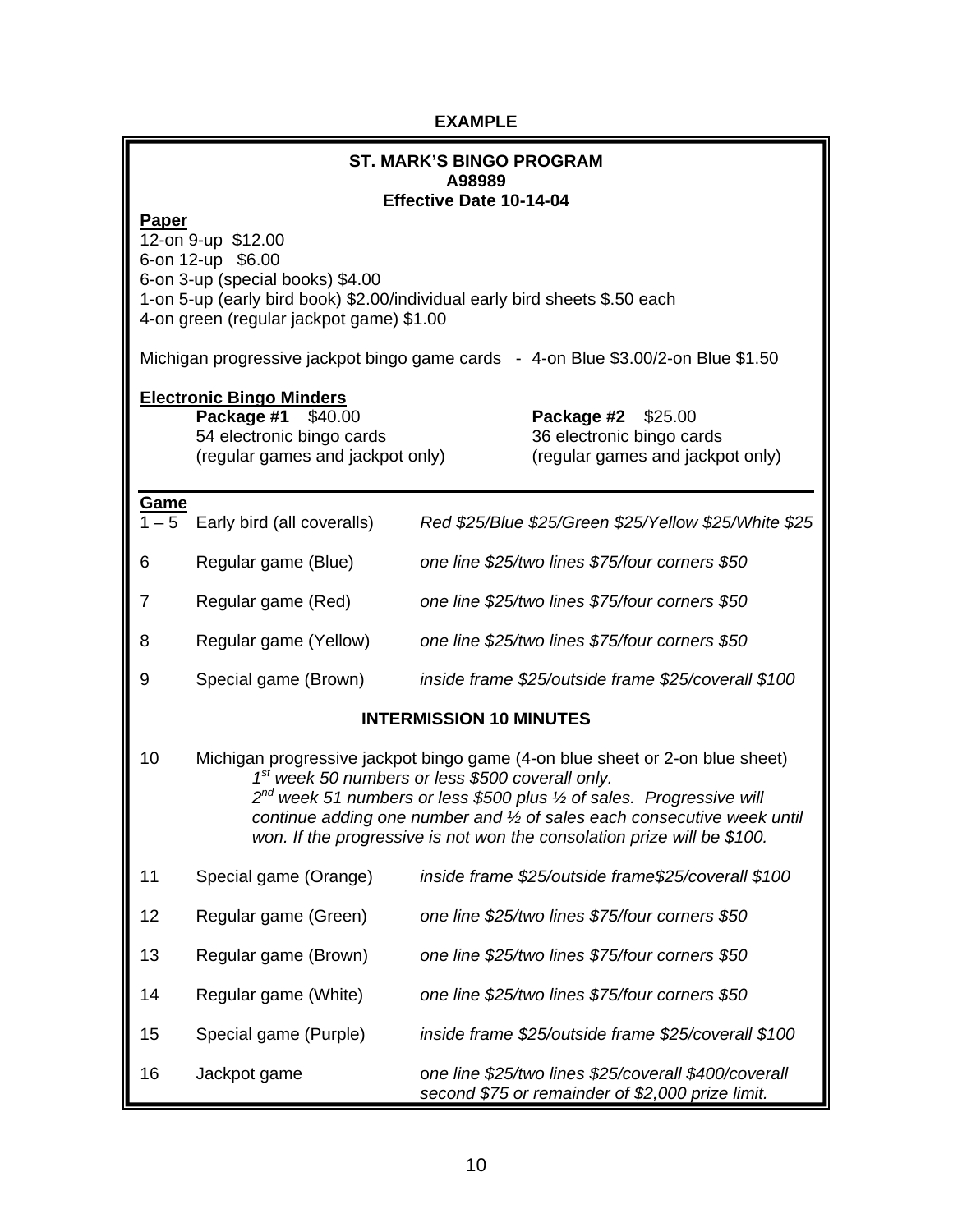**EXAMPLE**

**ST. MARK'S BINGO PROGRAM**
**A98989**
**Effective Date 10-14-04**

**Paper**

12-on 9-up $12.00
6-on 12-up $6.00
6-on 3-up (special books) $4.00
1-on 5-up (early bird book) $2.00/individual early bird sheets $.50 each
4-on green (regular jackpot game) $1.00

Michigan progressive jackpot bingo game cards - 4-on Blue $3.00/2-on Blue $1.50

**Electronic Bingo Minders**

**Package #1** $40.00
54 electronic bingo cards
(regular games and jackpot only)

**Package #2** $25.00
36 electronic bingo cards
(regular games and jackpot only)

| Game | | |
|---|---|---|
| 1 – 5 | Early bird (all coveralls) | *Red $25/Blue $25/Green $25/Yellow $25/White $25* |
| 6 | Regular game (Blue) | *one line $25/two lines $75/four corners $50* |
| 7 | Regular game (Red) | *one line $25/two lines $75/four corners $50* |
| 8 | Regular game (Yellow) | *one line $25/two lines $75/four corners $50* |
| 9 | Special game (Brown) | *inside frame $25/outside frame $25/coverall $100* |

**INTERMISSION 10 MINUTES**

10 Michigan progressive jackpot bingo game (4-on blue sheet or 2-on blue sheet)
*1st week 50 numbers or less $500 coverall only.*
*2nd week 51 numbers or less $500 plus ½ of sales. Progressive will continue adding one number and ½ of sales each consecutive week until won. If the progressive is not won the consolation prize will be $100.*

| | | |
|---|---|---|
| 11 | Special game (Orange) | *inside frame $25/outside frame$25/coverall $100* |
| 12 | Regular game (Green) | *one line $25/two lines $75/four corners $50* |
| 13 | Regular game (Brown) | *one line $25/two lines $75/four corners $50* |
| 14 | Regular game (White) | *one line $25/two lines $75/four corners $50* |
| 15 | Special game (Purple) | *inside frame $25/outside frame $25/coverall $100* |
| 16 | Jackpot game | *one line $25/two lines $25/coverall $400/coverall second $75 or remainder of $2,000 prize limit.* |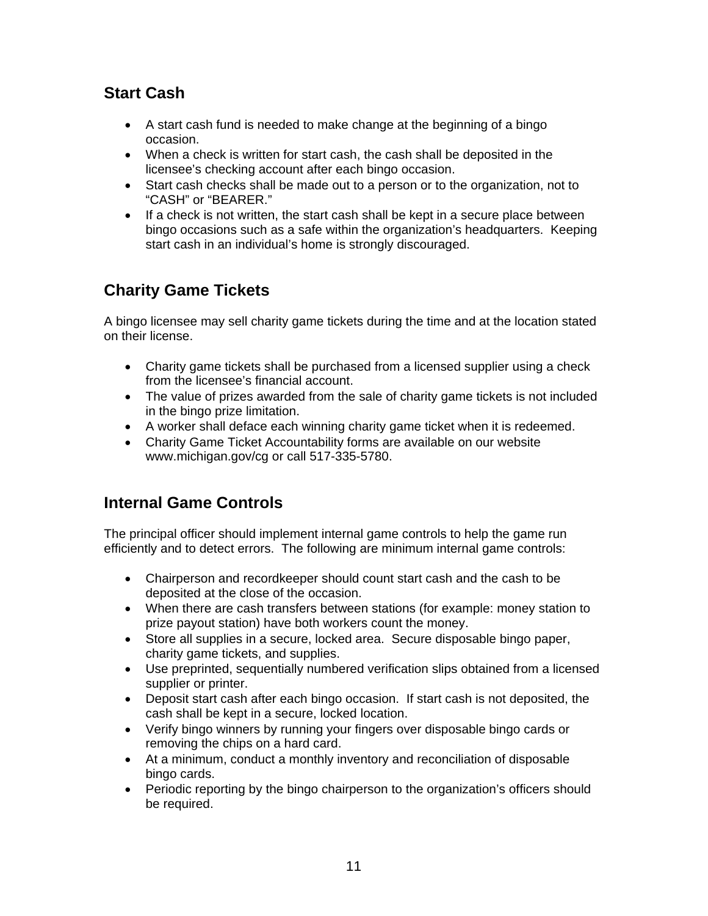## Start Cash

- A start cash fund is needed to make change at the beginning of a bingo occasion.
- When a check is written for start cash, the cash shall be deposited in the licensee's checking account after each bingo occasion.
- Start cash checks shall be made out to a person or to the organization, not to "CASH" or "BEARER."
- If a check is not written, the start cash shall be kept in a secure place between bingo occasions such as a safe within the organization's headquarters. Keeping start cash in an individual's home is strongly discouraged.

## Charity Game Tickets

A bingo licensee may sell charity game tickets during the time and at the location stated on their license.

- Charity game tickets shall be purchased from a licensed supplier using a check from the licensee's financial account.
- The value of prizes awarded from the sale of charity game tickets is not included in the bingo prize limitation.
- A worker shall deface each winning charity game ticket when it is redeemed.
- Charity Game Ticket Accountability forms are available on our website www.michigan.gov/cg or call 517-335-5780.

## Internal Game Controls

The principal officer should implement internal game controls to help the game run efficiently and to detect errors. The following are minimum internal game controls:

- Chairperson and recordkeeper should count start cash and the cash to be deposited at the close of the occasion.
- When there are cash transfers between stations (for example: money station to prize payout station) have both workers count the money.
- Store all supplies in a secure, locked area. Secure disposable bingo paper, charity game tickets, and supplies.
- Use preprinted, sequentially numbered verification slips obtained from a licensed supplier or printer.
- Deposit start cash after each bingo occasion. If start cash is not deposited, the cash shall be kept in a secure, locked location.
- Verify bingo winners by running your fingers over disposable bingo cards or removing the chips on a hard card.
- At a minimum, conduct a monthly inventory and reconciliation of disposable bingo cards.
- Periodic reporting by the bingo chairperson to the organization's officers should be required.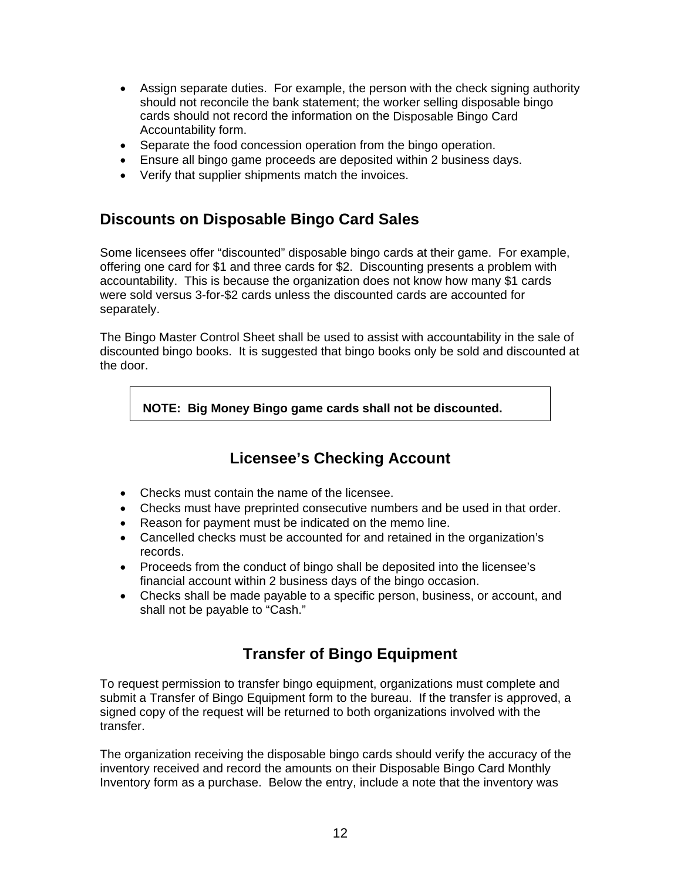- Assign separate duties. For example, the person with the check signing authority should not reconcile the bank statement; the worker selling disposable bingo cards should not record the information on the Disposable Bingo Card Accountability form.
- Separate the food concession operation from the bingo operation.
- Ensure all bingo game proceeds are deposited within 2 business days.
- Verify that supplier shipments match the invoices.

## Discounts on Disposable Bingo Card Sales

Some licensees offer "discounted" disposable bingo cards at their game. For example, offering one card for $1 and three cards for $2. Discounting presents a problem with accountability. This is because the organization does not know how many $1 cards were sold versus 3-for-$2 cards unless the discounted cards are accounted for separately.

The Bingo Master Control Sheet shall be used to assist with accountability in the sale of discounted bingo books. It is suggested that bingo books only be sold and discounted at the door.

**NOTE: Big Money Bingo game cards shall not be discounted.**

## Licensee's Checking Account

- Checks must contain the name of the licensee.
- Checks must have preprinted consecutive numbers and be used in that order.
- Reason for payment must be indicated on the memo line.
- Cancelled checks must be accounted for and retained in the organization's records.
- Proceeds from the conduct of bingo shall be deposited into the licensee's financial account within 2 business days of the bingo occasion.
- Checks shall be made payable to a specific person, business, or account, and shall not be payable to "Cash."

## Transfer of Bingo Equipment

To request permission to transfer bingo equipment, organizations must complete and submit a Transfer of Bingo Equipment form to the bureau. If the transfer is approved, a signed copy of the request will be returned to both organizations involved with the transfer.

The organization receiving the disposable bingo cards should verify the accuracy of the inventory received and record the amounts on their Disposable Bingo Card Monthly Inventory form as a purchase. Below the entry, include a note that the inventory was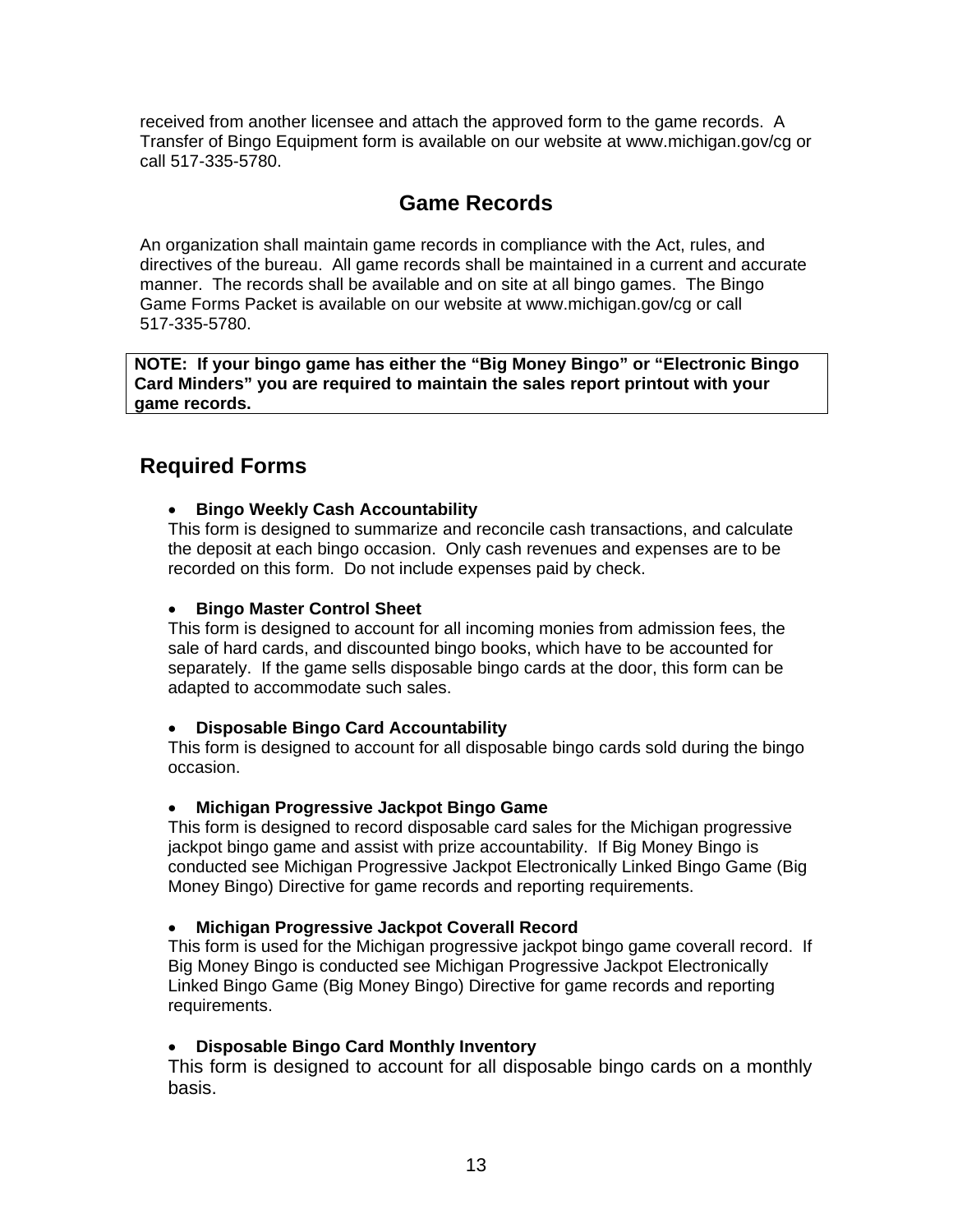received from another licensee and attach the approved form to the game records. A Transfer of Bingo Equipment form is available on our website at www.michigan.gov/cg or call 517-335-5780.

## Game Records

An organization shall maintain game records in compliance with the Act, rules, and directives of the bureau. All game records shall be maintained in a current and accurate manner. The records shall be available and on site at all bingo games. The Bingo Game Forms Packet is available on our website at www.michigan.gov/cg or call 517-335-5780.

**NOTE: If your bingo game has either the "Big Money Bingo" or "Electronic Bingo Card Minders" you are required to maintain the sales report printout with your game records.**

## Required Forms

- **Bingo Weekly Cash Accountability**
  This form is designed to summarize and reconcile cash transactions, and calculate the deposit at each bingo occasion. Only cash revenues and expenses are to be recorded on this form. Do not include expenses paid by check.

- **Bingo Master Control Sheet**
  This form is designed to account for all incoming monies from admission fees, the sale of hard cards, and discounted bingo books, which have to be accounted for separately. If the game sells disposable bingo cards at the door, this form can be adapted to accommodate such sales.

- **Disposable Bingo Card Accountability**
  This form is designed to account for all disposable bingo cards sold during the bingo occasion.

- **Michigan Progressive Jackpot Bingo Game**
  This form is designed to record disposable card sales for the Michigan progressive jackpot bingo game and assist with prize accountability. If Big Money Bingo is conducted see Michigan Progressive Jackpot Electronically Linked Bingo Game (Big Money Bingo) Directive for game records and reporting requirements.

- **Michigan Progressive Jackpot Coverall Record**
  This form is used for the Michigan progressive jackpot bingo game coverall record. If Big Money Bingo is conducted see Michigan Progressive Jackpot Electronically Linked Bingo Game (Big Money Bingo) Directive for game records and reporting requirements.

- **Disposable Bingo Card Monthly Inventory**
  This form is designed to account for all disposable bingo cards on a monthly basis.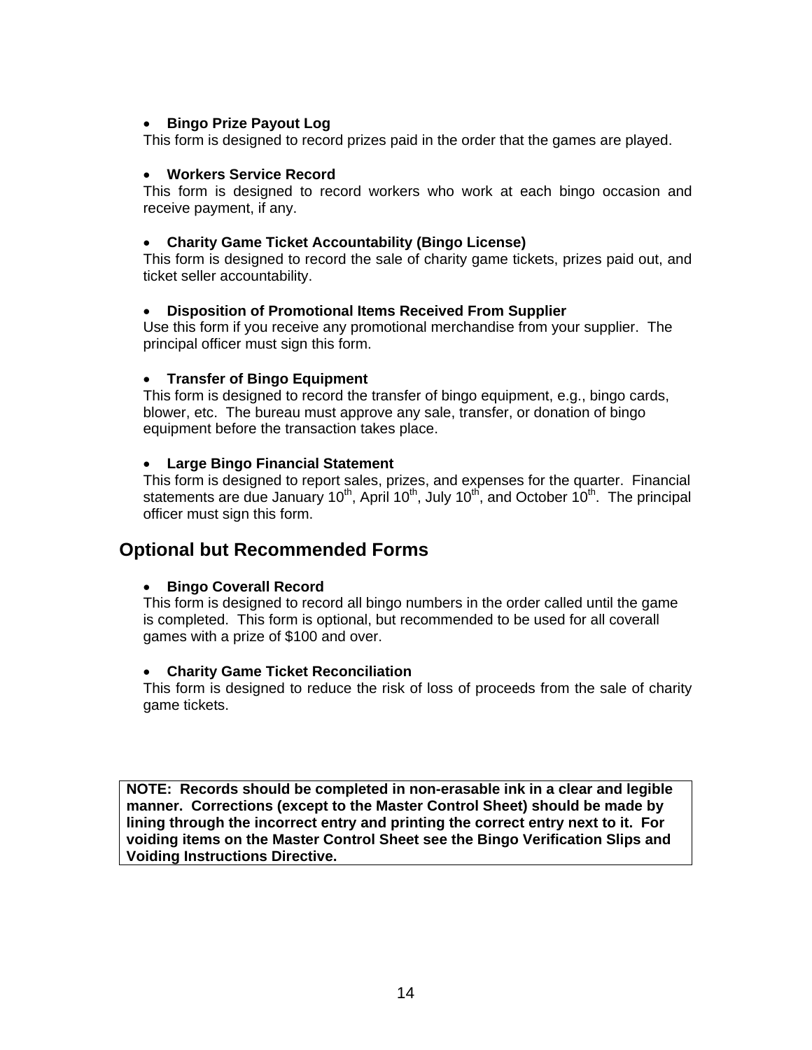- **Bingo Prize Payout Log**

  This form is designed to record prizes paid in the order that the games are played.

- **Workers Service Record**

  This form is designed to record workers who work at each bingo occasion and receive payment, if any.

- **Charity Game Ticket Accountability (Bingo License)**

  This form is designed to record the sale of charity game tickets, prizes paid out, and ticket seller accountability.

- **Disposition of Promotional Items Received From Supplier**

  Use this form if you receive any promotional merchandise from your supplier. The principal officer must sign this form.

- **Transfer of Bingo Equipment**

  This form is designed to record the transfer of bingo equipment, e.g., bingo cards, blower, etc. The bureau must approve any sale, transfer, or donation of bingo equipment before the transaction takes place.

- **Large Bingo Financial Statement**

  This form is designed to report sales, prizes, and expenses for the quarter. Financial statements are due January 10th, April 10th, July 10th, and October 10th. The principal officer must sign this form.

## Optional but Recommended Forms

- **Bingo Coverall Record**

  This form is designed to record all bingo numbers in the order called until the game is completed. This form is optional, but recommended to be used for all coverall games with a prize of $100 and over.

- **Charity Game Ticket Reconciliation**

  This form is designed to reduce the risk of loss of proceeds from the sale of charity game tickets.

**NOTE: Records should be completed in non-erasable ink in a clear and legible manner. Corrections (except to the Master Control Sheet) should be made by lining through the incorrect entry and printing the correct entry next to it. For voiding items on the Master Control Sheet see the Bingo Verification Slips and Voiding Instructions Directive.**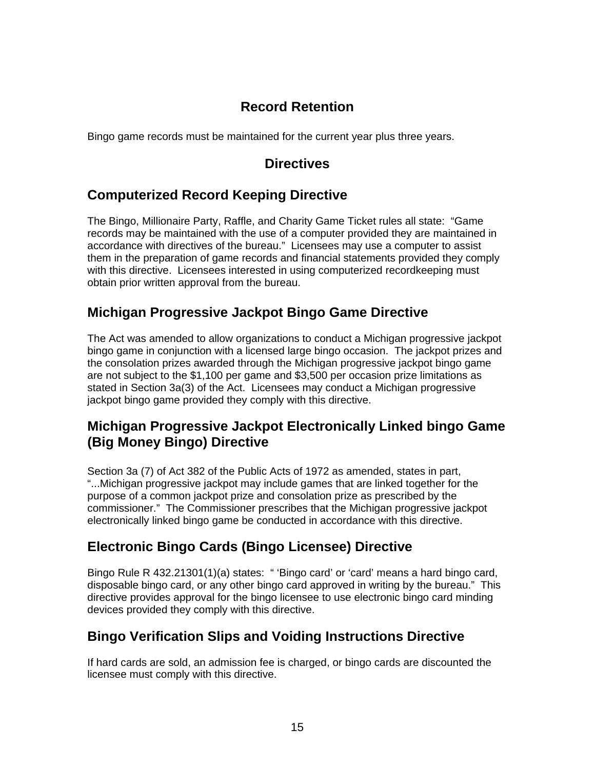# Record Retention

Bingo game records must be maintained for the current year plus three years.

# Directives

## Computerized Record Keeping Directive

The Bingo, Millionaire Party, Raffle, and Charity Game Ticket rules all state: "Game records may be maintained with the use of a computer provided they are maintained in accordance with directives of the bureau." Licensees may use a computer to assist them in the preparation of game records and financial statements provided they comply with this directive. Licensees interested in using computerized recordkeeping must obtain prior written approval from the bureau.

## Michigan Progressive Jackpot Bingo Game Directive

The Act was amended to allow organizations to conduct a Michigan progressive jackpot bingo game in conjunction with a licensed large bingo occasion. The jackpot prizes and the consolation prizes awarded through the Michigan progressive jackpot bingo game are not subject to the $1,100 per game and $3,500 per occasion prize limitations as stated in Section 3a(3) of the Act. Licensees may conduct a Michigan progressive jackpot bingo game provided they comply with this directive.

## Michigan Progressive Jackpot Electronically Linked bingo Game (Big Money Bingo) Directive

Section 3a (7) of Act 382 of the Public Acts of 1972 as amended, states in part, "...Michigan progressive jackpot may include games that are linked together for the purpose of a common jackpot prize and consolation prize as prescribed by the commissioner." The Commissioner prescribes that the Michigan progressive jackpot electronically linked bingo game be conducted in accordance with this directive.

## Electronic Bingo Cards (Bingo Licensee) Directive

Bingo Rule R 432.21301(1)(a) states: " 'Bingo card' or 'card' means a hard bingo card, disposable bingo card, or any other bingo card approved in writing by the bureau." This directive provides approval for the bingo licensee to use electronic bingo card minding devices provided they comply with this directive.

## Bingo Verification Slips and Voiding Instructions Directive

If hard cards are sold, an admission fee is charged, or bingo cards are discounted the licensee must comply with this directive.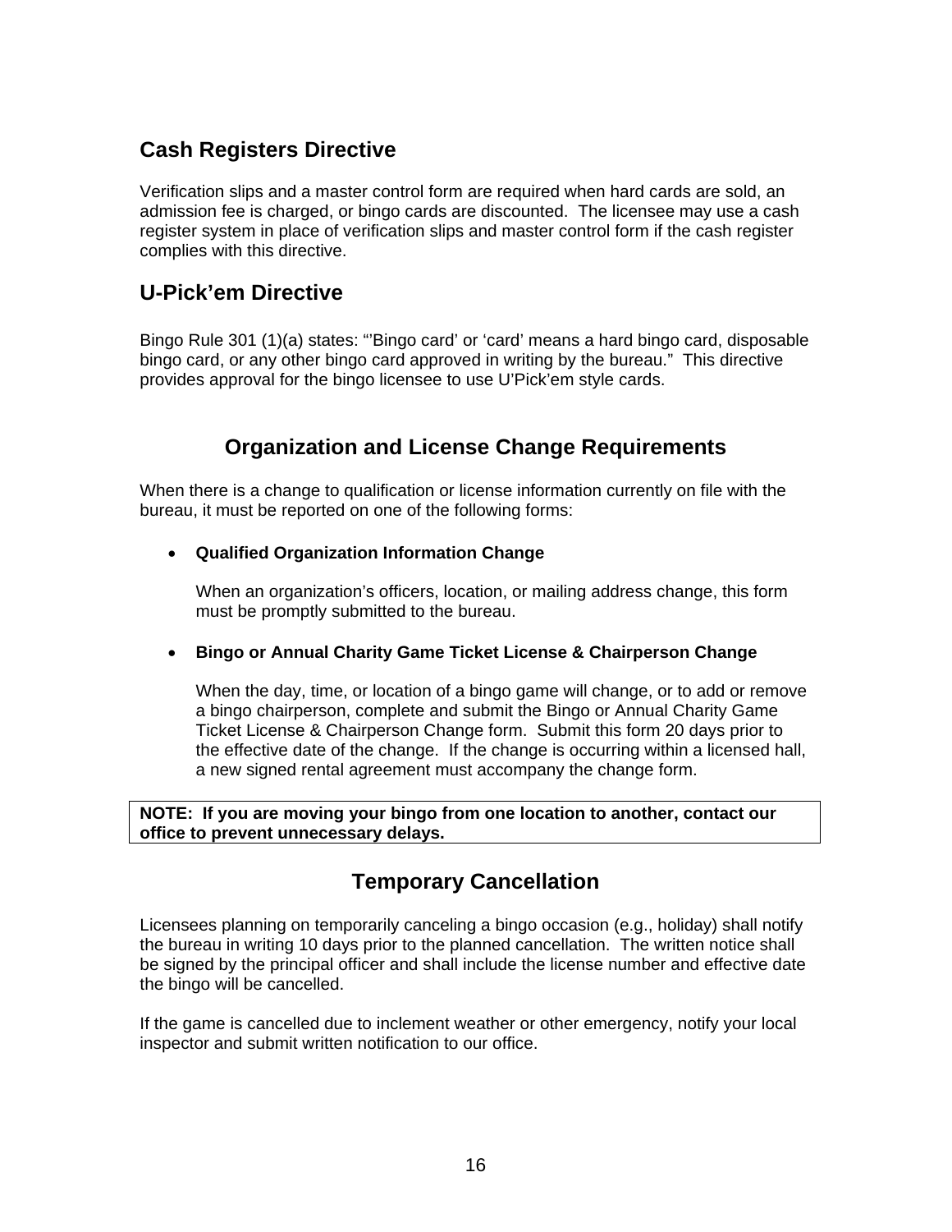## Cash Registers Directive

Verification slips and a master control form are required when hard cards are sold, an admission fee is charged, or bingo cards are discounted. The licensee may use a cash register system in place of verification slips and master control form if the cash register complies with this directive.

## U-Pick'em Directive

Bingo Rule 301 (1)(a) states: "'Bingo card' or 'card' means a hard bingo card, disposable bingo card, or any other bingo card approved in writing by the bureau." This directive provides approval for the bingo licensee to use U'Pick'em style cards.

## Organization and License Change Requirements

When there is a change to qualification or license information currently on file with the bureau, it must be reported on one of the following forms:

- **Qualified Organization Information Change**

  When an organization's officers, location, or mailing address change, this form must be promptly submitted to the bureau.

- **Bingo or Annual Charity Game Ticket License & Chairperson Change**

  When the day, time, or location of a bingo game will change, or to add or remove a bingo chairperson, complete and submit the Bingo or Annual Charity Game Ticket License & Chairperson Change form. Submit this form 20 days prior to the effective date of the change. If the change is occurring within a licensed hall, a new signed rental agreement must accompany the change form.

**NOTE: If you are moving your bingo from one location to another, contact our office to prevent unnecessary delays.**

## Temporary Cancellation

Licensees planning on temporarily canceling a bingo occasion (e.g., holiday) shall notify the bureau in writing 10 days prior to the planned cancellation. The written notice shall be signed by the principal officer and shall include the license number and effective date the bingo will be cancelled.

If the game is cancelled due to inclement weather or other emergency, notify your local inspector and submit written notification to our office.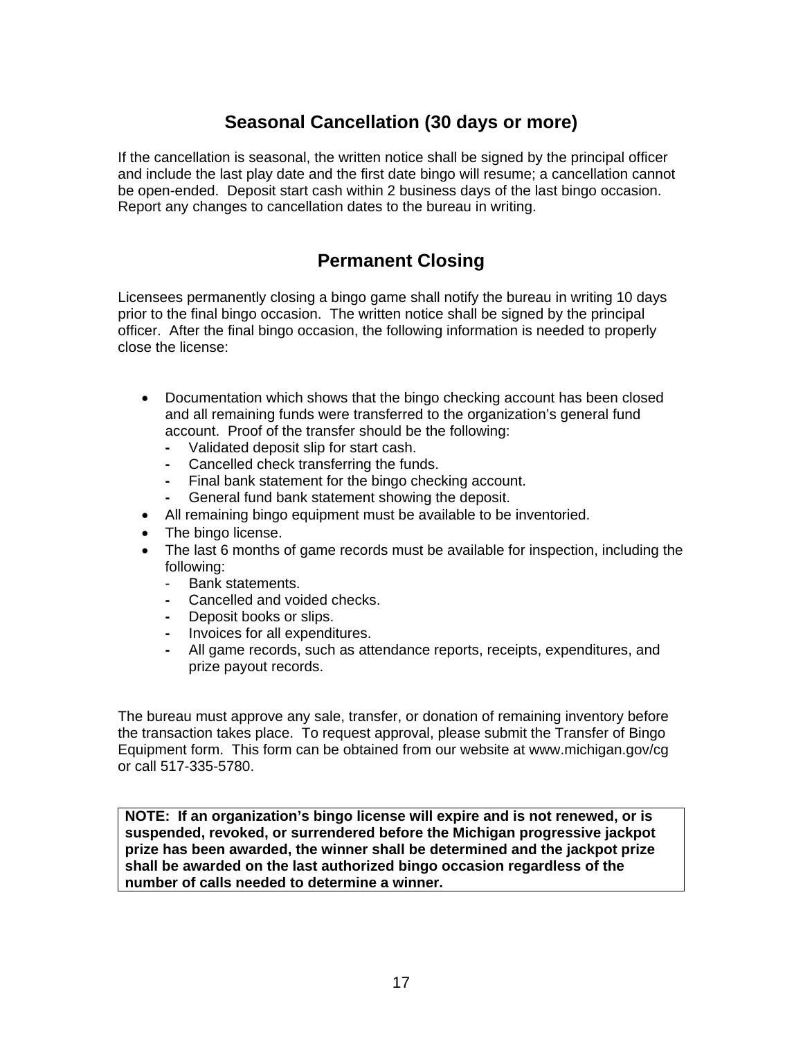## Seasonal Cancellation (30 days or more)

If the cancellation is seasonal, the written notice shall be signed by the principal officer and include the last play date and the first date bingo will resume; a cancellation cannot be open-ended. Deposit start cash within 2 business days of the last bingo occasion. Report any changes to cancellation dates to the bureau in writing.

## Permanent Closing

Licensees permanently closing a bingo game shall notify the bureau in writing 10 days prior to the final bingo occasion. The written notice shall be signed by the principal officer. After the final bingo occasion, the following information is needed to properly close the license:

- Documentation which shows that the bingo checking account has been closed and all remaining funds were transferred to the organization's general fund account. Proof of the transfer should be the following:
  - Validated deposit slip for start cash.
  - Cancelled check transferring the funds.
  - Final bank statement for the bingo checking account.
  - General fund bank statement showing the deposit.
- All remaining bingo equipment must be available to be inventoried.
- The bingo license.
- The last 6 months of game records must be available for inspection, including the following:
  - Bank statements.
  - Cancelled and voided checks.
  - Deposit books or slips.
  - Invoices for all expenditures.
  - All game records, such as attendance reports, receipts, expenditures, and prize payout records.

The bureau must approve any sale, transfer, or donation of remaining inventory before the transaction takes place. To request approval, please submit the Transfer of Bingo Equipment form. This form can be obtained from our website at www.michigan.gov/cg or call 517-335-5780.

**NOTE: If an organization's bingo license will expire and is not renewed, or is suspended, revoked, or surrendered before the Michigan progressive jackpot prize has been awarded, the winner shall be determined and the jackpot prize shall be awarded on the last authorized bingo occasion regardless of the number of calls needed to determine a winner.**